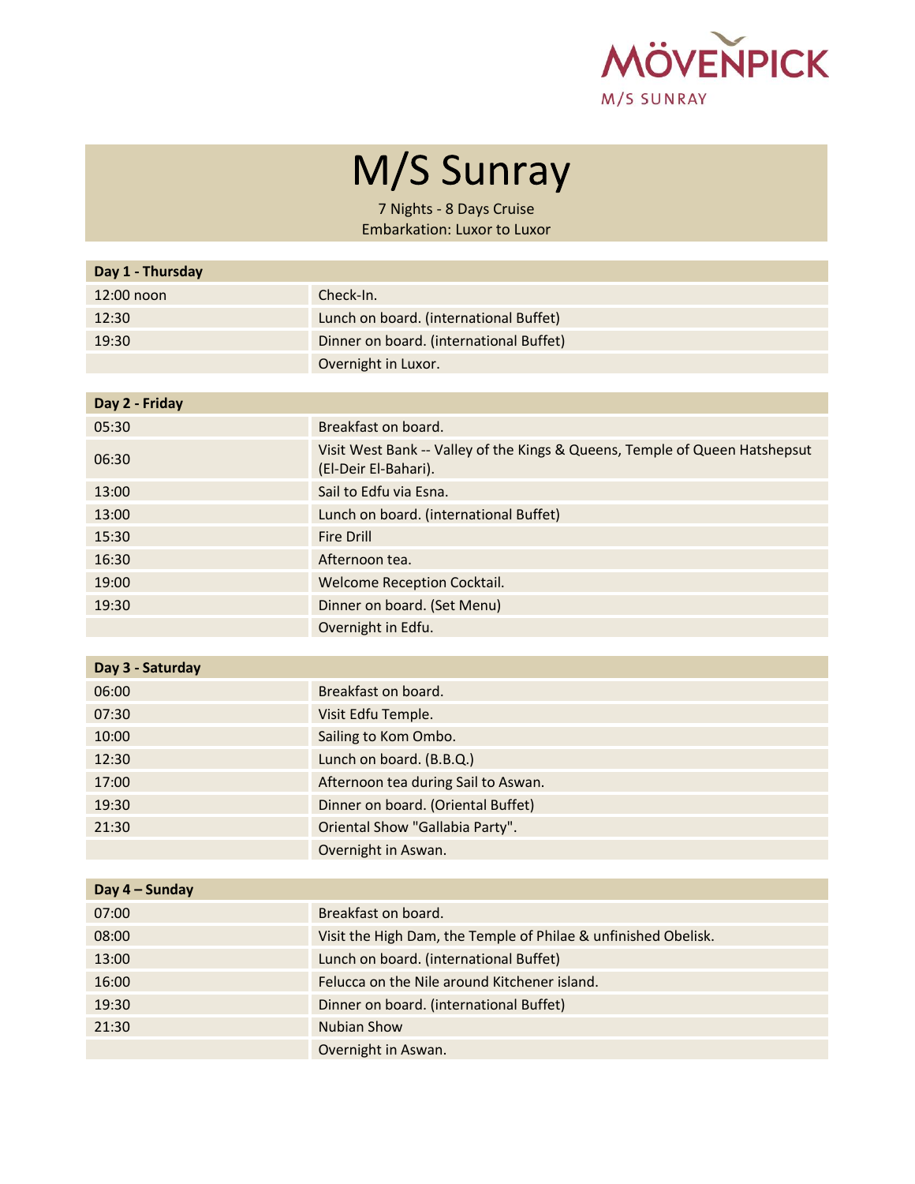MÖVENPICK
M/S SUNRAY

# M/S Sunray

7 Nights - 8 Days Cruise
Embarkation: Luxor to Luxor

| Day 1 - Thursday | |
|---|---|
| 12:00 noon | Check-In. |
| 12:30 | Lunch on board. (international Buffet) |
| 19:30 | Dinner on board. (international Buffet) |
| | Overnight in Luxor. |

| Day 2 - Friday | |
|---|---|
| 05:30 | Breakfast on board. |
| 06:30 | Visit West Bank -- Valley of the Kings & Queens, Temple of Queen Hatshepsut (El-Deir El-Bahari). |
| 13:00 | Sail to Edfu via Esna. |
| 13:00 | Lunch on board. (international Buffet) |
| 15:30 | Fire Drill |
| 16:30 | Afternoon tea. |
| 19:00 | Welcome Reception Cocktail. |
| 19:30 | Dinner on board. (Set Menu) |
| | Overnight in Edfu. |

| Day 3 - Saturday | |
|---|---|
| 06:00 | Breakfast on board. |
| 07:30 | Visit Edfu Temple. |
| 10:00 | Sailing to Kom Ombo. |
| 12:30 | Lunch on board. (B.B.Q.) |
| 17:00 | Afternoon tea during Sail to Aswan. |
| 19:30 | Dinner on board. (Oriental Buffet) |
| 21:30 | Oriental Show "Gallabia Party". |
| | Overnight in Aswan. |

| Day 4 – Sunday | |
|---|---|
| 07:00 | Breakfast on board. |
| 08:00 | Visit the High Dam, the Temple of Philae & unfinished Obelisk. |
| 13:00 | Lunch on board. (international Buffet) |
| 16:00 | Felucca on the Nile around Kitchener island. |
| 19:30 | Dinner on board. (international Buffet) |
| 21:30 | Nubian Show |
| | Overnight in Aswan. |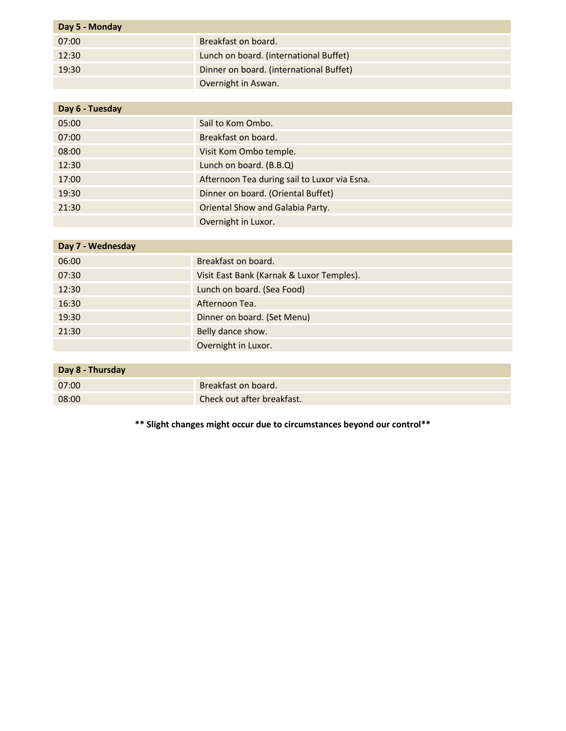| Day 5 - Monday | |
|---|---|
| 07:00 | Breakfast on board. |
| 12:30 | Lunch on board. (international Buffet) |
| 19:30 | Dinner on board. (international Buffet) |
| | Overnight in Aswan. |

| Day 6 - Tuesday | |
|---|---|
| 05:00 | Sail to Kom Ombo. |
| 07:00 | Breakfast on board. |
| 08:00 | Visit Kom Ombo temple. |
| 12:30 | Lunch on board. (B.B.Q) |
| 17:00 | Afternoon Tea during sail to Luxor via Esna. |
| 19:30 | Dinner on board. (Oriental Buffet) |
| 21:30 | Oriental Show and Galabia Party. |
| | Overnight in Luxor. |

| Day 7 - Wednesday | |
|---|---|
| 06:00 | Breakfast on board. |
| 07:30 | Visit East Bank (Karnak & Luxor Temples). |
| 12:30 | Lunch on board. (Sea Food) |
| 16:30 | Afternoon Tea. |
| 19:30 | Dinner on board. (Set Menu) |
| 21:30 | Belly dance show. |
| | Overnight in Luxor. |

| Day 8 - Thursday | |
|---|---|
| 07:00 | Breakfast on board. |
| 08:00 | Check out after breakfast. |

**** Slight changes might occur due to circumstances beyond our control****